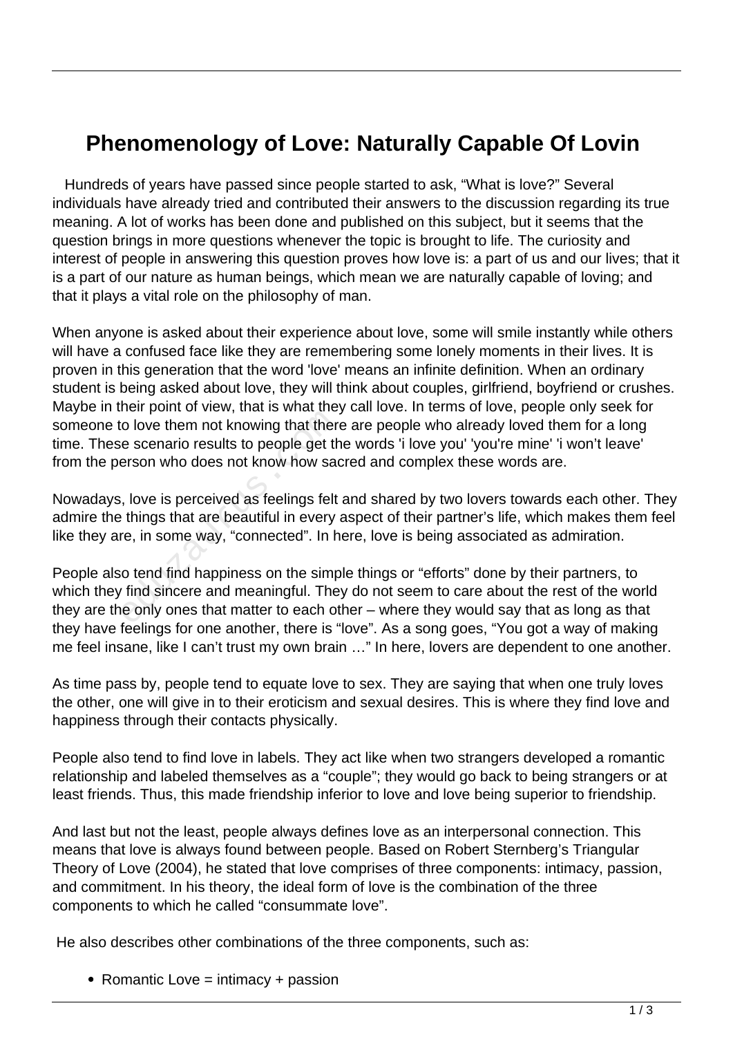# Phenomenology of Love: Naturally Capable Of Lovin

Hundreds of years have passed since people started to ask, "What is love?" Several individuals have already tried and contributed their answers to the discussion regarding its true meaning. A lot of works has been done and published on this subject, but it seems that the question brings in more questions whenever the topic is brought to life. The curiosity and interest of people in answering this question proves how love is: a part of us and our lives; that it is a part of our nature as human beings, which mean we are naturally capable of loving; and that it plays a vital role on the philosophy of man.

When anyone is asked about their experience about love, some will smile instantly while others will have a confused face like they are remembering some lonely moments in their lives. It is proven in this generation that the word 'love' means an infinite definition. When an ordinary student is being asked about love, they will think about couples, girlfriend, boyfriend or crushes. Maybe in their point of view, that is what they call love. In terms of love, people only seek for someone to love them not knowing that there are people who already loved them for a long time. These scenario results to people get the words 'i love you' 'you're mine' 'i won't leave' from the person who does not know how sacred and complex these words are.

Nowadays, love is perceived as feelings felt and shared by two lovers towards each other. They admire the things that are beautiful in every aspect of their partner's life, which makes them feel like they are, in some way, "connected". In here, love is being associated as admiration.

People also tend find happiness on the simple things or "efforts" done by their partners, to which they find sincere and meaningful. They do not seem to care about the rest of the world they are the only ones that matter to each other – where they would say that as long as that they have feelings for one another, there is "love". As a song goes, "You got a way of making me feel insane, like I can't trust my own brain …" In here, lovers are dependent to one another.

As time pass by, people tend to equate love to sex. They are saying that when one truly loves the other, one will give in to their eroticism and sexual desires. This is where they find love and happiness through their contacts physically.

People also tend to find love in labels. They act like when two strangers developed a romantic relationship and labeled themselves as a "couple"; they would go back to being strangers or at least friends. Thus, this made friendship inferior to love and love being superior to friendship.

And last but not the least, people always defines love as an interpersonal connection. This means that love is always found between people. Based on Robert Sternberg's Triangular Theory of Love (2004), he stated that love comprises of three components: intimacy, passion, and commitment. In his theory, the ideal form of love is the combination of the three components to which he called "consummate love".

He also describes other combinations of the three components, such as:

- Romantic Love = intimacy + passion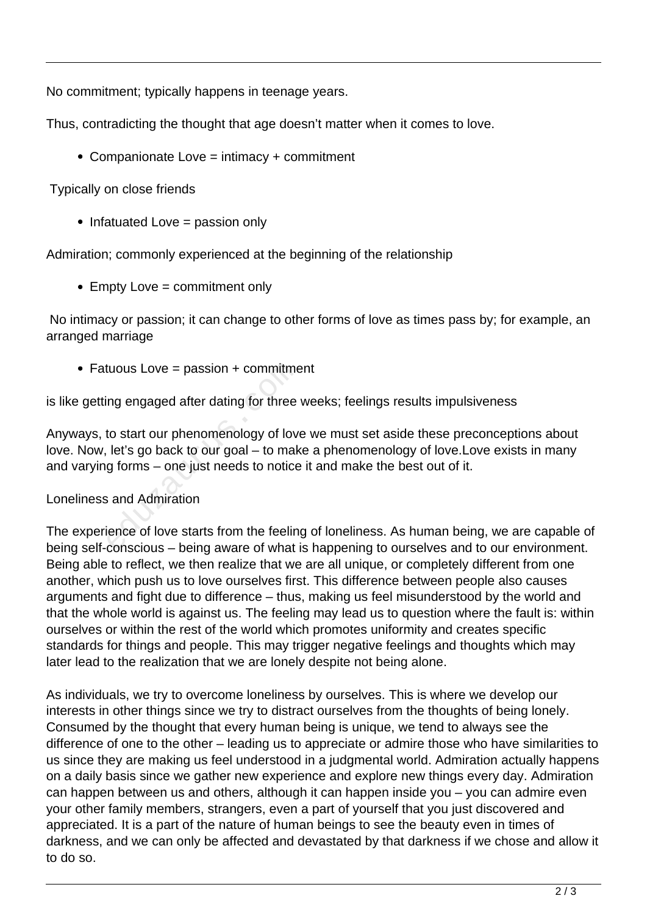No commitment; typically happens in teenage years.

Thus, contradicting the thought that age doesn't matter when it comes to love.

- Companionate Love = intimacy + commitment

Typically on close friends

- Infatuated Love = passion only

Admiration; commonly experienced at the beginning of the relationship

- Empty Love = commitment only

No intimacy or passion; it can change to other forms of love as times pass by; for example, an arranged marriage

- Fatuous Love = passion + commitment

is like getting engaged after dating for three weeks; feelings results impulsiveness

Anyways, to start our phenomenology of love we must set aside these preconceptions about love. Now, let's go back to our goal – to make a phenomenology of love.Love exists in many and varying forms – one just needs to notice it and make the best out of it.

Loneliness and Admiration

The experience of love starts from the feeling of loneliness. As human being, we are capable of being self-conscious – being aware of what is happening to ourselves and to our environment. Being able to reflect, we then realize that we are all unique, or completely different from one another, which push us to love ourselves first. This difference between people also causes arguments and fight due to difference – thus, making us feel misunderstood by the world and that the whole world is against us. The feeling may lead us to question where the fault is: within ourselves or within the rest of the world which promotes uniformity and creates specific standards for things and people. This may trigger negative feelings and thoughts which may later lead to the realization that we are lonely despite not being alone.

As individuals, we try to overcome loneliness by ourselves. This is where we develop our interests in other things since we try to distract ourselves from the thoughts of being lonely. Consumed by the thought that every human being is unique, we tend to always see the difference of one to the other – leading us to appreciate or admire those who have similarities to us since they are making us feel understood in a judgmental world. Admiration actually happens on a daily basis since we gather new experience and explore new things every day. Admiration can happen between us and others, although it can happen inside you – you can admire even your other family members, strangers, even a part of yourself that you just discovered and appreciated. It is a part of the nature of human beings to see the beauty even in times of darkness, and we can only be affected and devastated by that darkness if we chose and allow it to do so.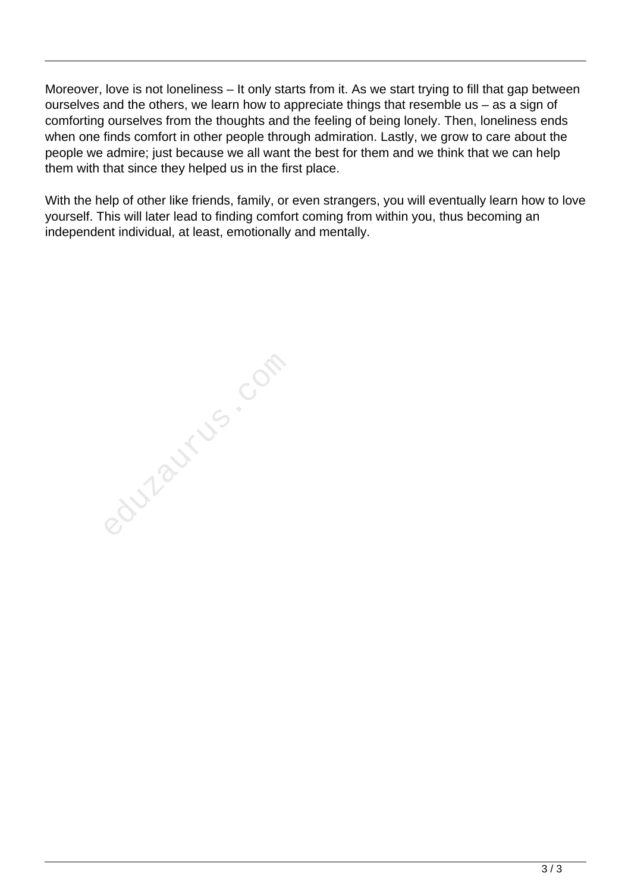Moreover, love is not loneliness – It only starts from it. As we start trying to fill that gap between ourselves and the others, we learn how to appreciate things that resemble us – as a sign of comforting ourselves from the thoughts and the feeling of being lonely. Then, loneliness ends when one finds comfort in other people through admiration. Lastly, we grow to care about the people we admire; just because we all want the best for them and we think that we can help them with that since they helped us in the first place.

With the help of other like friends, family, or even strangers, you will eventually learn how to love yourself. This will later lead to finding comfort coming from within you, thus becoming an independent individual, at least, emotionally and mentally.